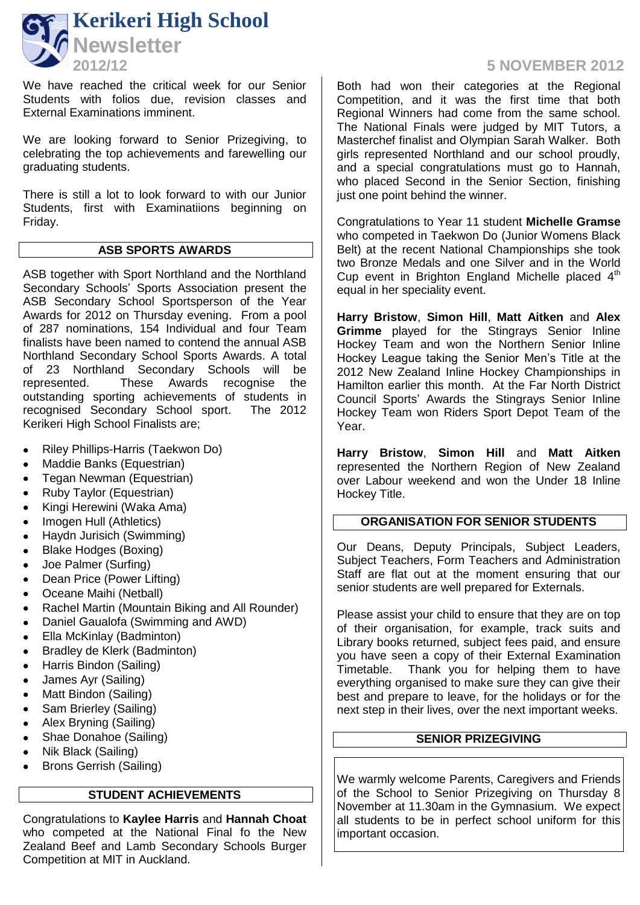# Kerikeri High School

## Newsletter

**2012/12** — **5 NOVEMBER 2012**

We have reached the critical week for our Senior Students with folios due, revision classes and External Examinations imminent.

We are looking forward to Senior Prizegiving, to celebrating the top achievements and farewelling our graduating students.

There is still a lot to look forward to with our Junior Students, first with Examinatiions beginning on Friday.

## ASB SPORTS AWARDS

ASB together with Sport Northland and the Northland Secondary Schools' Sports Association present the ASB Secondary School Sportsperson of the Year Awards for 2012 on Thursday evening. From a pool of 287 nominations, 154 Individual and four Team finalists have been named to contend the annual ASB Northland Secondary School Sports Awards. A total of 23 Northland Secondary Schools will be represented. These Awards recognise the outstanding sporting achievements of students in recognised Secondary School sport. The 2012 Kerikeri High School Finalists are;

- Riley Phillips-Harris (Taekwon Do)
- Maddie Banks (Equestrian)
- Tegan Newman (Equestrian)
- Ruby Taylor (Equestrian)
- Kingi Herewini (Waka Ama)
- Imogen Hull (Athletics)
- Haydn Jurisich (Swimming)
- Blake Hodges (Boxing)
- Joe Palmer (Surfing)
- Dean Price (Power Lifting)
- Oceane Maihi (Netball)
- Rachel Martin (Mountain Biking and All Rounder)
- Daniel Gaualofa (Swimming and AWD)
- Ella McKinlay (Badminton)
- Bradley de Klerk (Badminton)
- Harris Bindon (Sailing)
- James Ayr (Sailing)
- Matt Bindon (Sailing)
- Sam Brierley (Sailing)
- Alex Bryning (Sailing)
- Shae Donahoe (Sailing)
- Nik Black (Sailing)
- Brons Gerrish (Sailing)

## STUDENT ACHIEVEMENTS

Congratulations to **Kaylee Harris** and **Hannah Choat** who competed at the National Final fo the New Zealand Beef and Lamb Secondary Schools Burger Competition at MIT in Auckland.

Both had won their categories at the Regional Competition, and it was the first time that both Regional Winners had come from the same school. The National Finals were judged by MIT Tutors, a Masterchef finalist and Olympian Sarah Walker. Both girls represented Northland and our school proudly, and a special congratulations must go to Hannah, who placed Second in the Senior Section, finishing just one point behind the winner.

Congratulations to Year 11 student **Michelle Gramse** who competed in Taekwon Do (Junior Womens Black Belt) at the recent National Championships she took two Bronze Medals and one Silver and in the World Cup event in Brighton England Michelle placed 4th equal in her speciality event.

**Harry Bristow**, **Simon Hill**, **Matt Aitken** and **Alex Grimme** played for the Stingrays Senior Inline Hockey Team and won the Northern Senior Inline Hockey League taking the Senior Men's Title at the 2012 New Zealand Inline Hockey Championships in Hamilton earlier this month. At the Far North District Council Sports' Awards the Stingrays Senior Inline Hockey Team won Riders Sport Depot Team of the Year.

**Harry Bristow**, **Simon Hill** and **Matt Aitken** represented the Northern Region of New Zealand over Labour weekend and won the Under 18 Inline Hockey Title.

## ORGANISATION FOR SENIOR STUDENTS

Our Deans, Deputy Principals, Subject Leaders, Subject Teachers, Form Teachers and Administration Staff are flat out at the moment ensuring that our senior students are well prepared for Externals.

Please assist your child to ensure that they are on top of their organisation, for example, track suits and Library books returned, subject fees paid, and ensure you have seen a copy of their External Examination Timetable. Thank you for helping them to have everything organised to make sure they can give their best and prepare to leave, for the holidays or for the next step in their lives, over the next important weeks.

## SENIOR PRIZEGIVING

We warmly welcome Parents, Caregivers and Friends of the School to Senior Prizegiving on Thursday 8 November at 11.30am in the Gymnasium. We expect all students to be in perfect school uniform for this important occasion.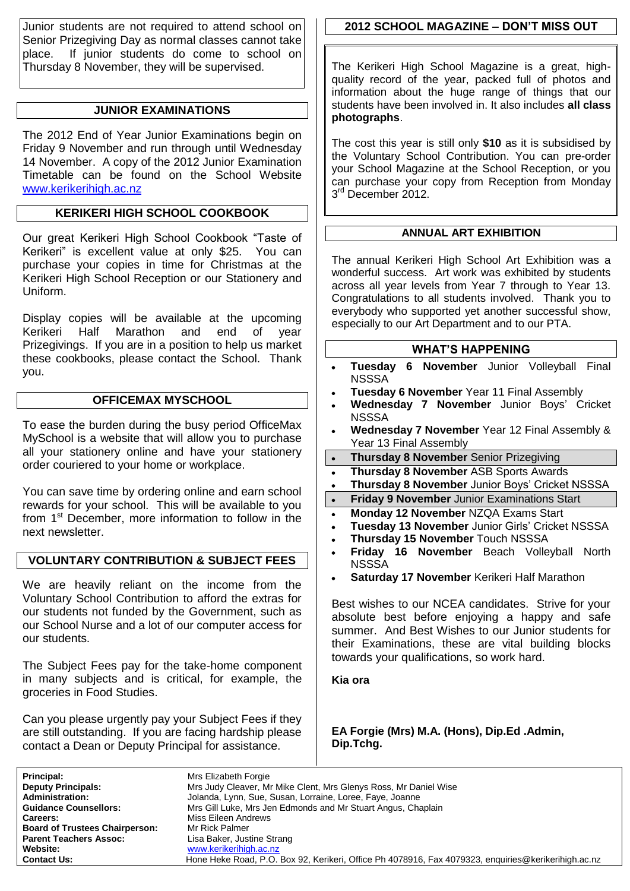Junior students are not required to attend school on Senior Prizegiving Day as normal classes cannot take place. If junior students do come to school on Thursday 8 November, they will be supervised.

## JUNIOR EXAMINATIONS

The 2012 End of Year Junior Examinations begin on Friday 9 November and run through until Wednesday 14 November. A copy of the 2012 Junior Examination Timetable can be found on the School Website www.kerikerihigh.ac.nz

## KERIKERI HIGH SCHOOL COOKBOOK

Our great Kerikeri High School Cookbook "Taste of Kerikeri" is excellent value at only $25. You can purchase your copies in time for Christmas at the Kerikeri High School Reception or our Stationery and Uniform.

Display copies will be available at the upcoming Kerikeri Half Marathon and end of year Prizegivings. If you are in a position to help us market these cookbooks, please contact the School. Thank you.

## OFFICEMAX MYSCHOOL

To ease the burden during the busy period OfficeMax MySchool is a website that will allow you to purchase all your stationery online and have your stationery order couriered to your home or workplace.

You can save time by ordering online and earn school rewards for your school. This will be available to you from 1st December, more information to follow in the next newsletter.

## VOLUNTARY CONTRIBUTION & SUBJECT FEES

We are heavily reliant on the income from the Voluntary School Contribution to afford the extras for our students not funded by the Government, such as our School Nurse and a lot of our computer access for our students.

The Subject Fees pay for the take-home component in many subjects and is critical, for example, the groceries in Food Studies.

Can you please urgently pay your Subject Fees if they are still outstanding. If you are facing hardship please contact a Dean or Deputy Principal for assistance.

## 2012 SCHOOL MAGAZINE – DON'T MISS OUT

The Kerikeri High School Magazine is a great, high-quality record of the year, packed full of photos and information about the huge range of things that our students have been involved in. It also includes **all class photographs**.

The cost this year is still only **$10** as it is subsidised by the Voluntary School Contribution. You can pre-order your School Magazine at the School Reception, or you can purchase your copy from Reception from Monday 3rd December 2012.

## ANNUAL ART EXHIBITION

The annual Kerikeri High School Art Exhibition was a wonderful success. Art work was exhibited by students across all year levels from Year 7 through to Year 13. Congratulations to all students involved. Thank you to everybody who supported yet another successful show, especially to our Art Department and to our PTA.

## WHAT'S HAPPENING

- **Tuesday 6 November** Junior Volleyball Final NSSSA
- **Tuesday 6 November** Year 11 Final Assembly
- **Wednesday 7 November** Junior Boys' Cricket NSSSA
- **Wednesday 7 November** Year 12 Final Assembly & Year 13 Final Assembly
- **Thursday 8 November** Senior Prizegiving
- **Thursday 8 November** ASB Sports Awards
- **Thursday 8 November** Junior Boys' Cricket NSSSA
- **Friday 9 November** Junior Examinations Start
- **Monday 12 November** NZQA Exams Start
- **Tuesday 13 November** Junior Girls' Cricket NSSSA
- **Thursday 15 November** Touch NSSSA
- **Friday 16 November** Beach Volleyball North NSSSA
- **Saturday 17 November** Kerikeri Half Marathon

Best wishes to our NCEA candidates. Strive for your absolute best before enjoying a happy and safe summer. And Best Wishes to our Junior students for their Examinations, these are vital building blocks towards your qualifications, so work hard.

**Kia ora**

**EA Forgie (Mrs) M.A. (Hons), Dip.Ed .Admin, Dip.Tchg.**

| | |
|---|---|
| **Principal:** | Mrs Elizabeth Forgie |
| **Deputy Principals:** | Mrs Judy Cleaver, Mr Mike Clent, Mrs Glenys Ross, Mr Daniel Wise |
| **Administration:** | Jolanda, Lynn, Sue, Susan, Lorraine, Loree, Faye, Joanne |
| **Guidance Counsellors:** | Mrs Gill Luke, Mrs Jen Edmonds and Mr Stuart Angus, Chaplain |
| **Careers:** | Miss Eileen Andrews |
| **Board of Trustees Chairperson:** | Mr Rick Palmer |
| **Parent Teachers Assoc:** | Lisa Baker, Justine Strang |
| **Website:** | www.kerikerihigh.ac.nz |
| **Contact Us:** | Hone Heke Road, P.O. Box 92, Kerikeri, Office Ph 4078916, Fax 4079323, enquiries@kerikerihigh.ac.nz |